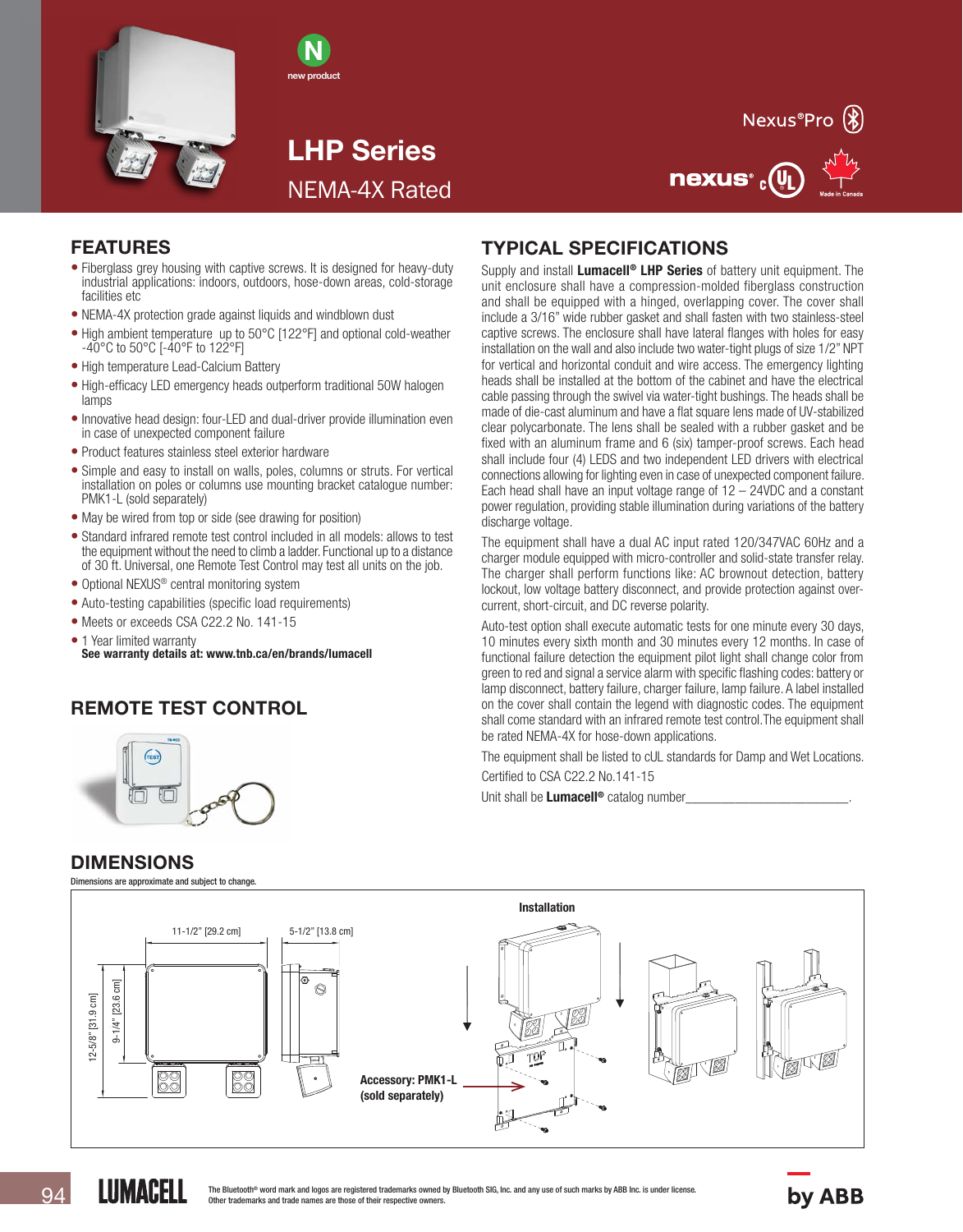new product

# LHP Series

NEMA-4X Rated

Nexus®Pro

## FEATURES

- Fiberglass grey housing with captive screws. It is designed for heavy-duty industrial applications: indoors, outdoors, hose-down areas, cold-storage facilities etc
- NEMA-4X protection grade against liquids and windblown dust
- High ambient temperature up to 50°C [122°F] and optional cold-weather -40°C to 50°C [-40°F to 122°F]
- High temperature Lead-Calcium Battery
- High-efficacy LED emergency heads outperform traditional 50W halogen lamps
- Innovative head design: four-LED and dual-driver provide illumination even in case of unexpected component failure
- Product features stainless steel exterior hardware
- Simple and easy to install on walls, poles, columns or struts. For vertical installation on poles or columns use mounting bracket catalogue number: PMK1-L (sold separately)
- May be wired from top or side (see drawing for position)
- Standard infrared remote test control included in all models: allows to test the equipment without the need to climb a ladder. Functional up to a distance of 30 ft. Universal, one Remote Test Control may test all units on the job.
- Optional NEXUS® central monitoring system
- Auto-testing capabilities (specific load requirements)
- Meets or exceeds CSA C22.2 No. 141-15
- 1 Year limited warranty
  **See warranty details at: www.tnb.ca/en/brands/lumacell**

## REMOTE TEST CONTROL

## TYPICAL SPECIFICATIONS

Supply and install **Lumacell® LHP Series** of battery unit equipment. The unit enclosure shall have a compression-molded fiberglass construction and shall be equipped with a hinged, overlapping cover. The cover shall include a 3/16" wide rubber gasket and shall fasten with two stainless-steel captive screws. The enclosure shall have lateral flanges with holes for easy installation on the wall and also include two water-tight plugs of size 1/2" NPT for vertical and horizontal conduit and wire access. The emergency lighting heads shall be installed at the bottom of the cabinet and have the electrical cable passing through the swivel via water-tight bushings. The heads shall be made of die-cast aluminum and have a flat square lens made of UV-stabilized clear polycarbonate. The lens shall be sealed with a rubber gasket and be fixed with an aluminum frame and 6 (six) tamper-proof screws. Each head shall include four (4) LEDS and two independent LED drivers with electrical connections allowing for lighting even in case of unexpected component failure. Each head shall have an input voltage range of 12 – 24VDC and a constant power regulation, providing stable illumination during variations of the battery discharge voltage.

The equipment shall have a dual AC input rated 120/347VAC 60Hz and a charger module equipped with micro-controller and solid-state transfer relay. The charger shall perform functions like: AC brownout detection, battery lockout, low voltage battery disconnect, and provide protection against over-current, short-circuit, and DC reverse polarity.

Auto-test option shall execute automatic tests for one minute every 30 days, 10 minutes every sixth month and 30 minutes every 12 months. In case of functional failure detection the equipment pilot light shall change color from green to red and signal a service alarm with specific flashing codes: battery or lamp disconnect, battery failure, charger failure, lamp failure. A label installed on the cover shall contain the legend with diagnostic codes. The equipment shall come standard with an infrared remote test control.The equipment shall be rated NEMA-4X for hose-down applications.

The equipment shall be listed to cUL standards for Damp and Wet Locations.

Certified to CSA C22.2 No.141-15

Unit shall be **Lumacell®** catalog number_________________________.

## DIMENSIONS

Dimensions are approximate and subject to change.

11-1/2" [29.2 cm]

5-1/2" [13.8 cm]

12-5/8" [31.9 cm]

9-1/4" [23.6 cm]

**Installation**

**Accessory: PMK1-L (sold separately)**

The Bluetooth® word mark and logos are registered trademarks owned by Bluetooth SIG, Inc. and any use of such marks by ABB Inc. is under license.
Other trademarks and trade names are those of their respective owners.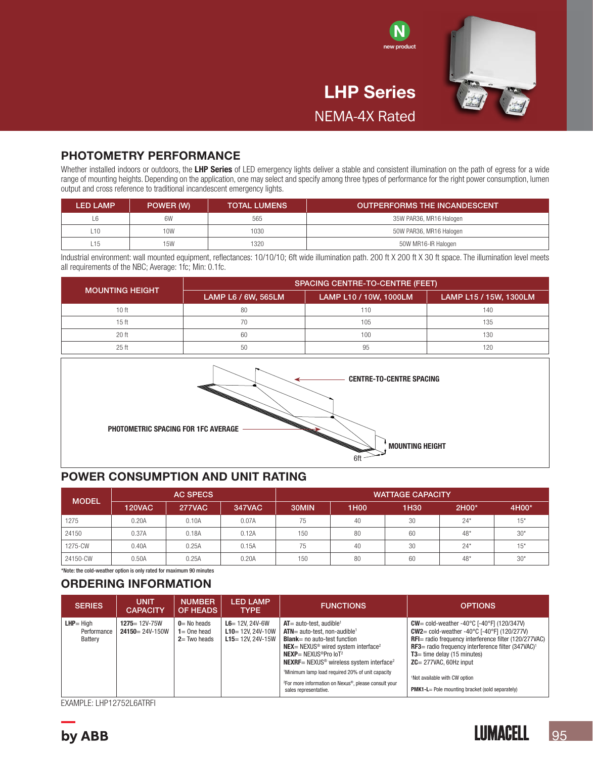new product

# LHP Series

NEMA-4X Rated

## PHOTOMETRY PERFORMANCE

Whether installed indoors or outdoors, the **LHP Series** of LED emergency lights deliver a stable and consistent illumination on the path of egress for a wide range of mounting heights. Depending on the application, one may select and specify among three types of performance for the right power consumption, lumen output and cross reference to traditional incandescent emergency lights.

| LED LAMP | POWER (W) | TOTAL LUMENS | OUTPERFORMS THE INCANDESCENT |
|---|---|---|---|
| L6 | 6W | 565 | 35W PAR36, MR16 Halogen |
| L10 | 10W | 1030 | 50W PAR36, MR16 Halogen |
| L15 | 15W | 1320 | 50W MR16-IR Halogen |

Industrial environment: wall mounted equipment, reflectances: 10/10/10; 6ft wide illumination path. 200 ft X 200 ft X 30 ft space. The illumination level meets all requirements of the NBC; Average: 1fc; Min: 0.1fc.

| MOUNTING HEIGHT | SPACING CENTRE-TO-CENTRE (FEET) | | |
|---|---|---|---|
| | LAMP L6 / 6W, 565LM | LAMP L10 / 10W, 1000LM | LAMP L15 / 15W, 1300LM |
| 10 ft | 80 | 110 | 140 |
| 15 ft | 70 | 105 | 135 |
| 20 ft | 60 | 100 | 130 |
| 25 ft | 50 | 95 | 120 |

CENTRE-TO-CENTRE SPACING

PHOTOMETRIC SPACING FOR 1FC AVERAGE

MOUNTING HEIGHT

6ft

## POWER CONSUMPTION AND UNIT RATING

| MODEL | AC SPECS | | | WATTAGE CAPACITY | | | | |
|---|---|---|---|---|---|---|---|---|
| | 120VAC | 277VAC | 347VAC | 30MIN | 1H00 | 1H30 | 2H00* | 4H00* |
| 1275 | 0.20A | 0.10A | 0.07A | 75 | 40 | 30 | 24* | 15* |
| 24150 | 0.37A | 0.18A | 0.12A | 150 | 80 | 60 | 48* | 30* |
| 1275-CW | 0.40A | 0.25A | 0.15A | 75 | 40 | 30 | 24* | 15* |
| 24150-CW | 0.50A | 0.25A | 0.20A | 150 | 80 | 60 | 48* | 30* |

*Note: the cold-weather option is only rated for maximum 90 minutes

## ORDERING INFORMATION

| SERIES | UNIT CAPACITY | NUMBER OF HEADS | LED LAMP TYPE | FUNCTIONS | OPTIONS |
|---|---|---|---|---|---|
| **LHP**= High Performance Battery | **1275**= 12V-75W<br>**24150**= 24V-150W | **0**= No heads<br>**1**= One head<br>**2**= Two heads | **L6**= 12V, 24V-6W<br>**L10**= 12V, 24V-10W<br>**L15**= 12V, 24V-15W | **AT**= auto-test, audible[1]<br>**ATN**= auto-test, non-audible[1]<br>**Blank**= no auto-test function<br>**NEX**= NEXUS® wired system interface[2]<br>**NEXP**= NEXUS®Pro IoT[2]<br>**NEXRF**= NEXUS® wireless system interface[2]<br>[1]Minimum lamp load required 20% of unit capacity<br>[2]For more information on Nexus®, please consult your sales representative. | **CW**= cold-weather -40°C [-40°F] (120/347V)<br>**CW2**= cold-weather -40°C [-40°F] (120/277V)<br>**RFI**= radio frequency interference filter (120/277VAC)<br>**RF3**= radio frequency interference filter (347VAC)[1]<br>**T3**= time delay (15 minutes)<br>**ZC**= 277VAC, 60Hz input<br>[1]Not available with CW option<br>**PMK1-L**= Pole mounting bracket (sold separately) |

EXAMPLE: LHP12752L6ATRFI

by ABB

LUMACELL